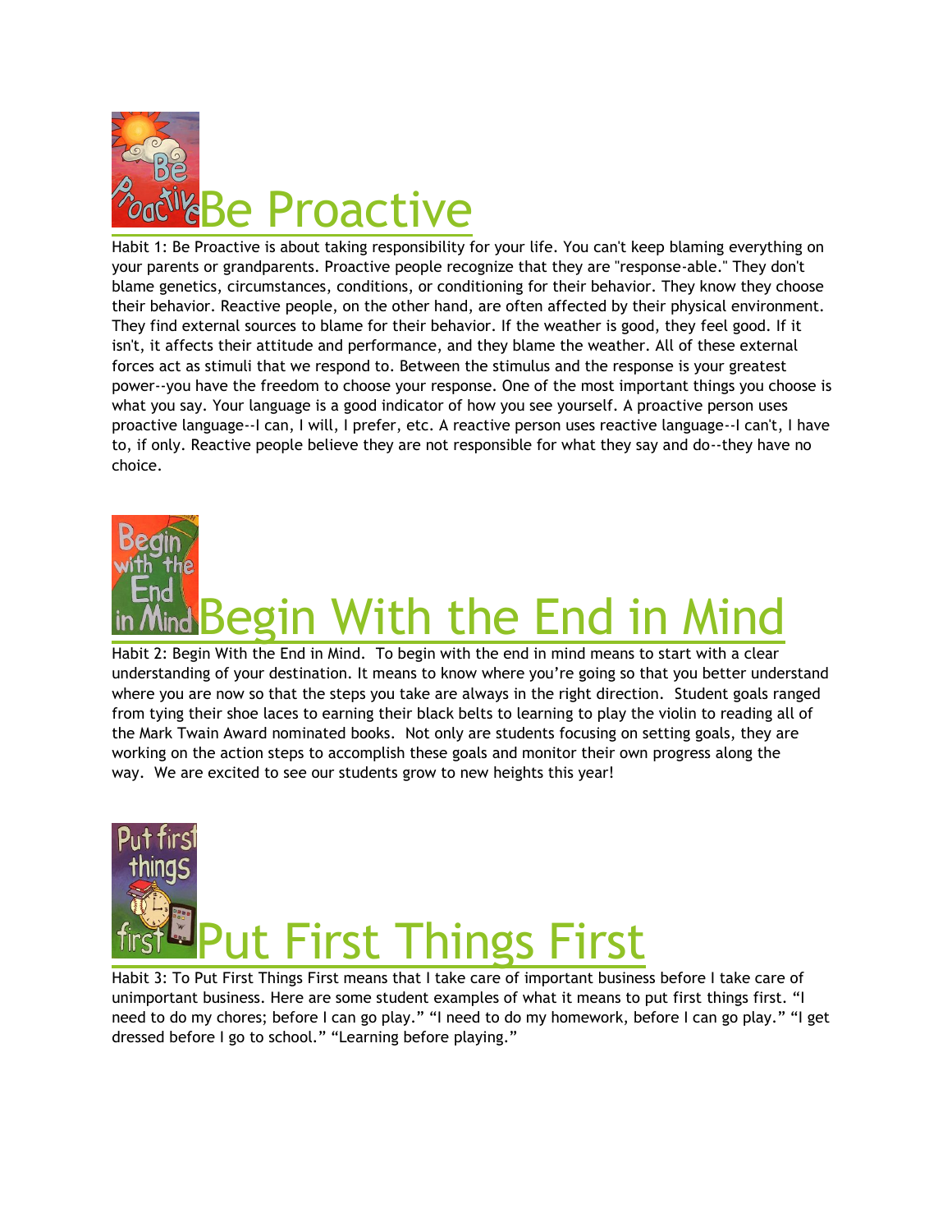# Be Proactive

Habit 1: Be Proactive is about taking responsibility for your life. You can't keep blaming everything on your parents or grandparents. Proactive people recognize that they are "response-able." They don't blame genetics, circumstances, conditions, or conditioning for their behavior. They know they choose their behavior. Reactive people, on the other hand, are often affected by their physical environment. They find external sources to blame for their behavior. If the weather is good, they feel good. If it isn't, it affects their attitude and performance, and they blame the weather. All of these external forces act as stimuli that we respond to. Between the stimulus and the response is your greatest power--you have the freedom to choose your response. One of the most important things you choose is what you say. Your language is a good indicator of how you see yourself. A proactive person uses proactive language--I can, I will, I prefer, etc. A reactive person uses reactive language--I can't, I have to, if only. Reactive people believe they are not responsible for what they say and do--they have no choice.

# Begin With the End in Mind

Habit 2: Begin With the End in Mind. To begin with the end in mind means to start with a clear understanding of your destination. It means to know where you're going so that you better understand where you are now so that the steps you take are always in the right direction. Student goals ranged from tying their shoe laces to earning their black belts to learning to play the violin to reading all of the Mark Twain Award nominated books. Not only are students focusing on setting goals, they are working on the action steps to accomplish these goals and monitor their own progress along the way. We are excited to see our students grow to new heights this year!

# Put First Things First

Habit 3: To Put First Things First means that I take care of important business before I take care of unimportant business. Here are some student examples of what it means to put first things first. "I need to do my chores; before I can go play." "I need to do my homework, before I can go play." "I get dressed before I go to school." "Learning before playing."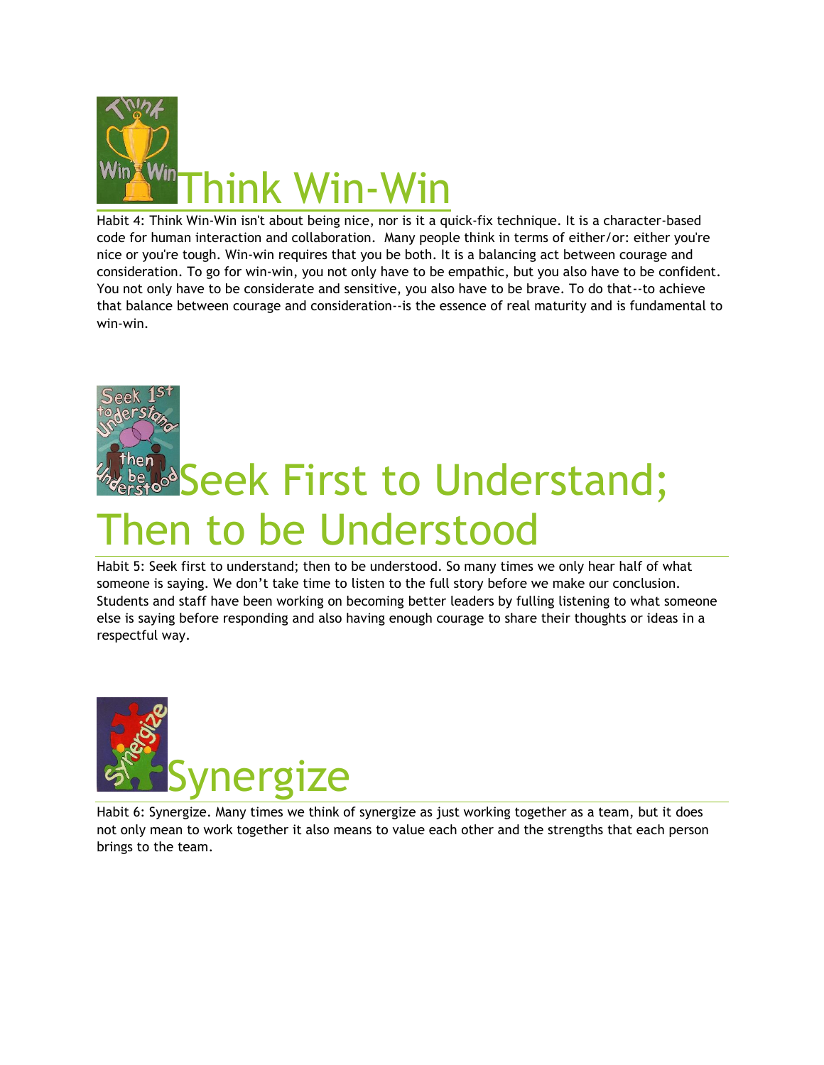# Think Win-Win

Habit 4: Think Win-Win isn't about being nice, nor is it a quick-fix technique. It is a character-based code for human interaction and collaboration. Many people think in terms of either/or: either you're nice or you're tough. Win-win requires that you be both. It is a balancing act between courage and consideration. To go for win-win, you not only have to be empathic, but you also have to be confident. You not only have to be considerate and sensitive, you also have to be brave. To do that--to achieve that balance between courage and consideration--is the essence of real maturity and is fundamental to win-win.

# Seek First to Understand; Then to be Understood

Habit 5: Seek first to understand; then to be understood. So many times we only hear half of what someone is saying. We don't take time to listen to the full story before we make our conclusion. Students and staff have been working on becoming better leaders by fulling listening to what someone else is saying before responding and also having enough courage to share their thoughts or ideas in a respectful way.

# Synergize

Habit 6: Synergize. Many times we think of synergize as just working together as a team, but it does not only mean to work together it also means to value each other and the strengths that each person brings to the team.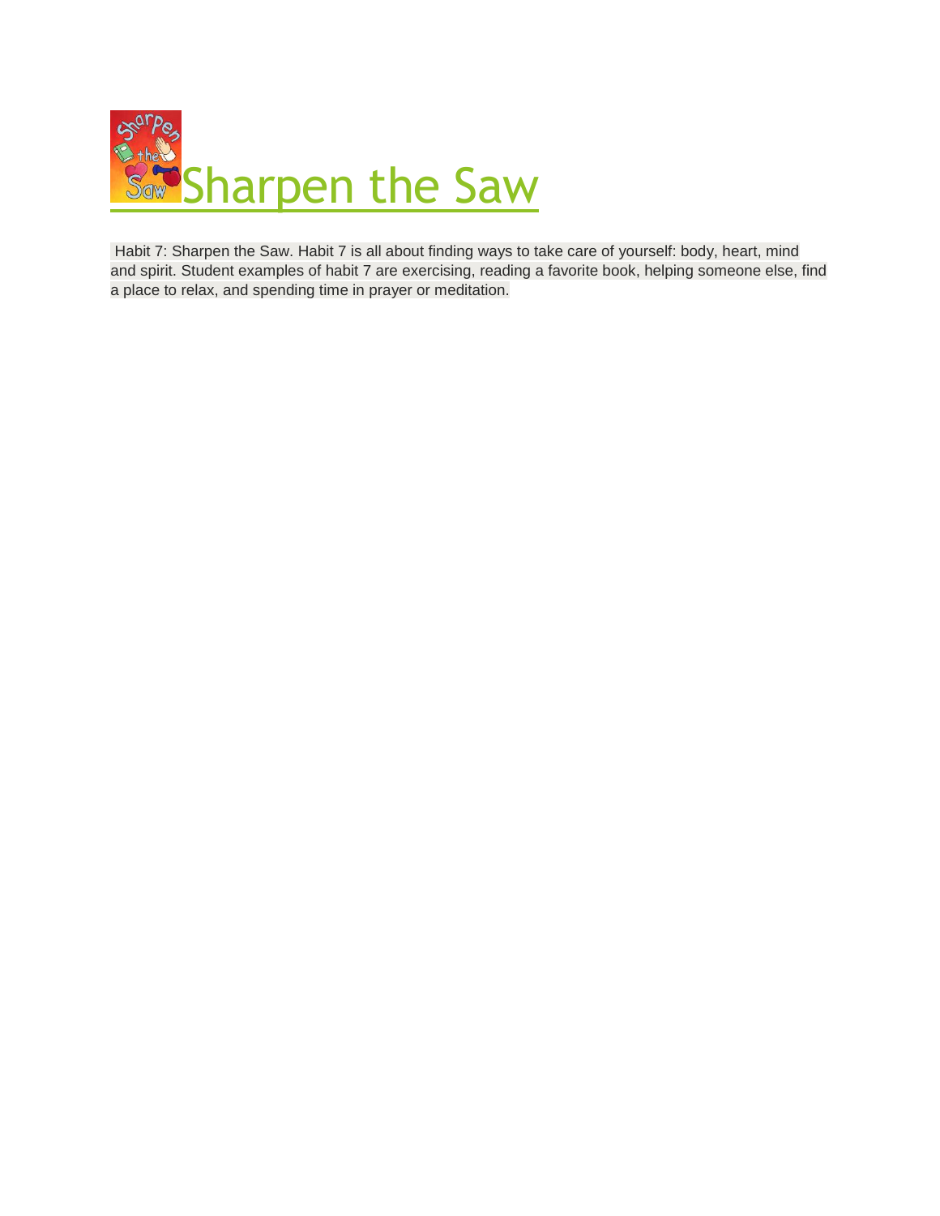# Sharpen the Saw

Habit 7: Sharpen the Saw. Habit 7 is all about finding ways to take care of yourself: body, heart, mind and spirit. Student examples of habit 7 are exercising, reading a favorite book, helping someone else, find a place to relax, and spending time in prayer or meditation.